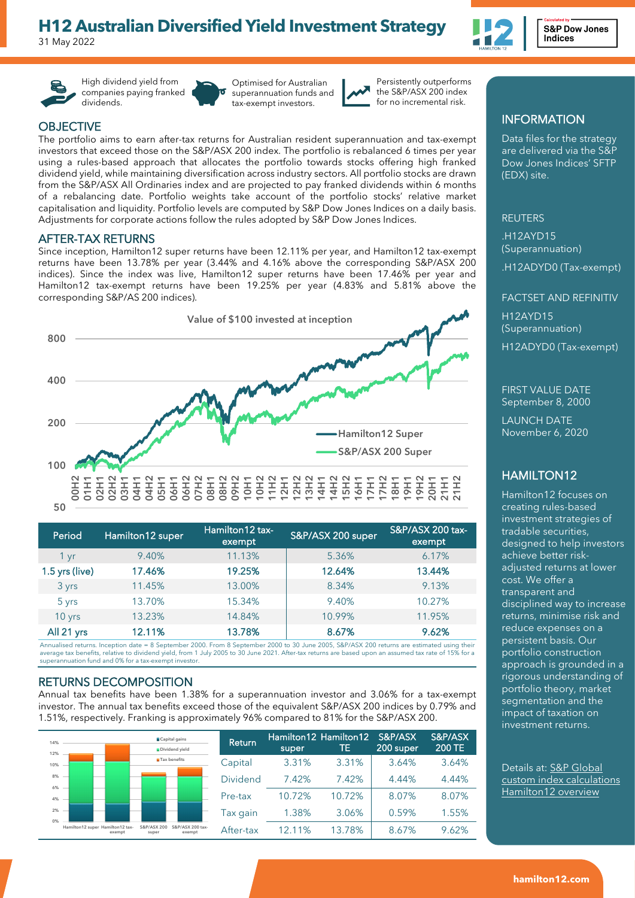# H12 Australian Diversified Yield Investment Strategy

31 May 2022

High dividend yield from companies paying franked dividends.

Optimised for Australian superannuation funds and tax-exempt investors.

Persistently outperforms the S&P/ASX 200 index for no incremental risk.

## OBJECTIVE

The portfolio aims to earn after-tax returns for Australian resident superannuation and tax-exempt investors that exceed those on the S&P/ASX 200 index. The portfolio is rebalanced 6 times per year using a rules-based approach that allocates the portfolio towards stocks offering high franked dividend yield, while maintaining diversification across industry sectors. All portfolio stocks are drawn from the S&P/ASX All Ordinaries index and are projected to pay franked dividends within 6 months of a rebalancing date. Portfolio weights take account of the portfolio stocks' relative market capitalisation and liquidity. Portfolio levels are computed by S&P Dow Jones Indices on a daily basis. Adjustments for corporate actions follow the rules adopted by S&P Dow Jones Indices.

## AFTER-TAX RETURNS

Since inception, Hamilton12 super returns have been 12.11% per year, and Hamilton12 tax-exempt returns have been 13.78% per year (3.44% and 4.16% above the corresponding S&P/ASX 200 indices). Since the index was live, Hamilton12 super returns have been 17.46% per year and Hamilton12 tax-exempt returns have been 19.25% per year (4.83% and 5.81% above the corresponding S&P/AS 200 indices).

Value of $100 invested at inception

| Period | Hamilton12 super | Hamilton12 tax-exempt | S&P/ASX 200 super | S&P/ASX 200 tax-exempt |
|---|---|---|---|---|
| 1 yr | 9.40% | 11.13% | 5.36% | 6.17% |
| **1.5 yrs (live)** | **17.46%** | **19.25%** | **12.64%** | **13.44%** |
| 3 yrs | 11.45% | 13.00% | 8.34% | 9.13% |
| 5 yrs | 13.70% | 15.34% | 9.40% | 10.27% |
| 10 yrs | 13.23% | 14.84% | 10.99% | 11.95% |
| **All 21 yrs** | **12.11%** | **13.78%** | **8.67%** | **9.62%** |

Annualised returns. Inception date = 8 September 2000. From 8 September 2000 to 30 June 2005, S&P/ASX 200 returns are estimated using their average tax benefits, relative to dividend yield, from 1 July 2005 to 30 June 2021. After-tax returns are based upon an assumed tax rate of 15% for a superannuation fund and 0% for a tax-exempt investor.

## RETURNS DECOMPOSITION

Annual tax benefits have been 1.38% for a superannuation investor and 3.06% for a tax-exempt investor. The annual tax benefits exceed those of the equivalent S&P/ASX 200 indices by 0.79% and 1.51%, respectively. Franking is approximately 96% compared to 81% for the S&P/ASX 200.

| Return | Hamilton12 super | Hamilton12 TE | S&P/ASX 200 super | S&P/ASX 200 TE |
|---|---|---|---|---|
| Capital | 3.31% | 3.31% | 3.64% | 3.64% |
| Dividend | 7.42% | 7.42% | 4.44% | 4.44% |
| Pre-tax | 10.72% | 10.72% | 8.07% | 8.07% |
| Tax gain | 1.38% | 3.06% | 0.59% | 1.55% |
| After-tax | 12.11% | 13.78% | 8.67% | 9.62% |

## INFORMATION

Data files for the strategy are delivered via the S&P Dow Jones Indices' SFTP (EDX) site.

REUTERS

.H12AYD15 (Superannuation)

.H12ADYD0 (Tax-exempt)

FACTSET AND REFINITIV

H12AYD15 (Superannuation)

H12ADYD0 (Tax-exempt)

FIRST VALUE DATE
September 8, 2000

LAUNCH DATE
November 6, 2020

## HAMILTON12

Hamilton12 focuses on creating rules-based investment strategies of tradable securities, designed to help investors achieve better risk-adjusted returns at lower cost. We offer a transparent and disciplined way to increase returns, minimise risk and reduce expenses on a persistent basis. Our portfolio construction approach is grounded in a rigorous understanding of portfolio theory, market segmentation and the impact of taxation on investment returns.

Details at: S&P Global custom index calculations Hamilton12 overview

hamilton12.com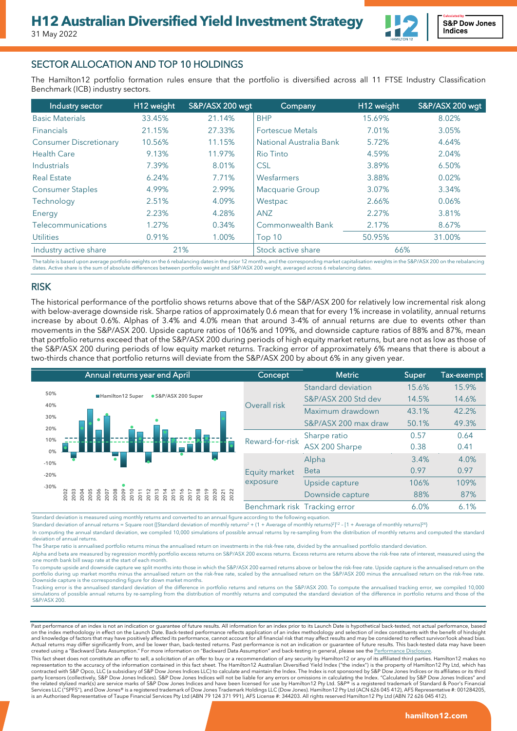## SECTOR ALLOCATION AND TOP 10 HOLDINGS

The Hamilton12 portfolio formation rules ensure that the portfolio is diversified across all 11 FTSE Industry Classification Benchmark (ICB) industry sectors.

| Industry sector | H12 weight | S&P/ASX 200 wgt | Company | H12 weight | S&P/ASX 200 wgt |
|---|---|---|---|---|---|
| Basic Materials | 33.45% | 21.14% | BHP | 15.69% | 8.02% |
| Financials | 21.15% | 27.33% | Fortescue Metals | 7.01% | 3.05% |
| Consumer Discretionary | 10.56% | 11.15% | National Australia Bank | 5.72% | 4.64% |
| Health Care | 9.13% | 11.97% | Rio Tinto | 4.59% | 2.04% |
| Industrials | 7.39% | 8.01% | CSL | 3.89% | 6.50% |
| Real Estate | 6.24% | 7.71% | Wesfarmers | 3.88% | 0.02% |
| Consumer Staples | 4.99% | 2.99% | Macquarie Group | 3.07% | 3.34% |
| Technology | 2.51% | 4.09% | Westpac | 2.66% | 0.06% |
| Energy | 2.23% | 4.28% | ANZ | 2.27% | 3.81% |
| Telecommunications | 1.27% | 0.34% | Commonwealth Bank | 2.17% | 8.67% |
| Utilities | 0.91% | 1.00% | Top 10 | 50.95% | 31.00% |
| Industry active share | 21% | | Stock active share | 66% | |

The table is based upon average portfolio weights on the 6 rebalancing dates in the prior 12 months, and the corresponding market capitalisation weights in the S&P/ASX 200 on the rebalancing dates. Active share is the sum of absolute differences between portfolio weight and S&P/ASX 200 weight, averaged across 6 rebalancing dates.

## RISK

The historical performance of the portfolio shows returns above that of the S&P/ASX 200 for relatively low incremental risk along with below-average downside risk. Sharpe ratios of approximately 0.6 mean that for every 1% increase in volatility, annual returns increase by about 0.6%. Alphas of 3.4% and 4.0% mean that around 3-4% of annual returns are due to events other than movements in the S&P/ASX 200. Upside capture ratios of 106% and 109%, and downside capture ratios of 88% and 87%, mean that portfolio returns exceed that of the S&P/ASX 200 during periods of high equity market returns, but are not as low as those of the S&P/ASX 200 during periods of low equity market returns. Tracking error of approximately 6% means that there is about a two-thirds chance that portfolio returns will deviate from the S&P/ASX 200 by about 6% in any given year.

Annual returns year end April

Hamilton12 Super · S&P/ASX 200 Super

50% 40% 30% 20% 10% 0% -10% -20% -30%

2002 2003 2004 2005 2006 2007 2008 2009 2010 2011 2012 2013 2014 2015 2016 2017 2018 2019 2020 2021 2022

| Concept | Metric | Super | Tax-exempt |
|---|---|---|---|
| Overall risk | Standard deviation | 15.6% | 15.9% |
| | S&P/ASX 200 Std dev | 14.5% | 14.6% |
| | Maximum drawdown | 43.1% | 42.2% |
| | S&P/ASX 200 max draw | 50.1% | 49.3% |
| Reward-for-risk | Sharpe ratio | 0.57 | 0.64 |
| | ASX 200 Sharpe | 0.38 | 0.41 |
| Equity market exposure | Alpha | 3.4% | 4.0% |
| | Beta | 0.97 | 0.97 |
| | Upside capture | 106% | 109% |
| | Downside capture | 88% | 87% |
| Benchmark risk | Tracking error | 6.0% | 6.1% |

Standard deviation is measured using monthly returns and converted to an annual figure according to the following equation.

Standard deviation of annual returns = Square root {[Standard deviation of monthly returns$^2$ + (1 + Average of monthly returns)$^2$]$^{12}$ - [1 + Average of monthly returns]$^{24}$}

In computing the annual standard deviation, we compiled 10,000 simulations of possible annual returns by re-sampling from the distribution of monthly returns and computed the standard deviation of annual returns.

The Sharpe ratio is annualised portfolio returns minus the annualised return on investments in the risk-free rate, divided by the annualised portfolio standard deviation.

Alpha and beta are measured by regression monthly portfolio excess returns on S&P/ASX 200 excess returns. Excess returns are returns above the risk-free rate of interest, measured using the one month bank bill swap rate at the start of each month.

To compute upside and downside capture we split months into those in which the S&P/ASX 200 earned returns above or below the risk-free rate. Upside capture is the annualised return on the portfolio during up market months minus the annualised return on the risk-free rate, scaled by the annualised return on the S&P/ASX 200 minus the annualised return on the risk-free rate. Downside capture is the corresponding figure for down market months.

Tracking error is the annualised standard deviation of the difference in portfolio returns and returns on the S&P/ASX 200. To compute the annualised tracking error, we compiled 10,000 simulations of possible annual returns by re-sampling from the distribution of monthly returns and computed the standard deviation of the difference in portfolio returns and those of the S&P/ASX 200.

Past performance of an index is not an indication or guarantee of future results. All information for an index prior to its Launch Date is hypothetical back-tested, not actual performance, based on the index methodology in effect on the Launch Date. Back-tested performance reflects application of an index methodology and selection of index constituents with the benefit of hindsight and knowledge of factors that may have positively affected its performance, cannot account for all financial risk that may affect results and may be considered to reflect survivor/look ahead bias. Actual returns may differ significantly from, and be lower than, back-tested returns. Past performance is not an indication or guarantee of future results. This back-tested data may have been created using a "Backward Data Assumption." For more information on "Backward Data Assumption" and back-testing in general, please see the Performance Disclosure.

This fact sheet does not constitute an offer to sell, a solicitation of an offer to buy or a recommendation of any security by Hamilton12 or any of its affiliated third parties. Hamilton12 makes no representation to the accuracy of the information contained in this fact sheet. The Hamilton12 Australian Diversified Yield Index ("the index") is the property of Hamilton12 Pty Ltd, which has contracted with S&P Opco, LLC (a subsidiary of S&P Dow Jones Indices LLC) to calculate and maintain the Index. The Index is not sponsored by S&P Dow Jones Indices or its affiliates or its third party licensors (collectively, S&P Dow Jones Indices). S&P Dow Jones Indices will not be liable for any errors or omissions in calculating the Index. "Calculated by S&P Dow Jones Indices" and the related stylized mark(s) are service marks of S&P Dow Jones Indices and have been licensed for use by Hamilton12 Pty Ltd. S&P® is a registered trademark of Standard & Poor's Financial Services LLC ("SPFS"), and Dow Jones® is a registered trademark of Dow Jones Trademark Holdings LLC (Dow Jones). Hamilton12 Pty Ltd (ACN 626 045 412), AFS Representative #: 001284205, is an Authorised Representative of Taupe Financial Services Pty Ltd (ABN 79 124 371 991), AFS License #: 344203. All rights reserved Hamilton12 Pty Ltd (ABN 72 626 045 412).